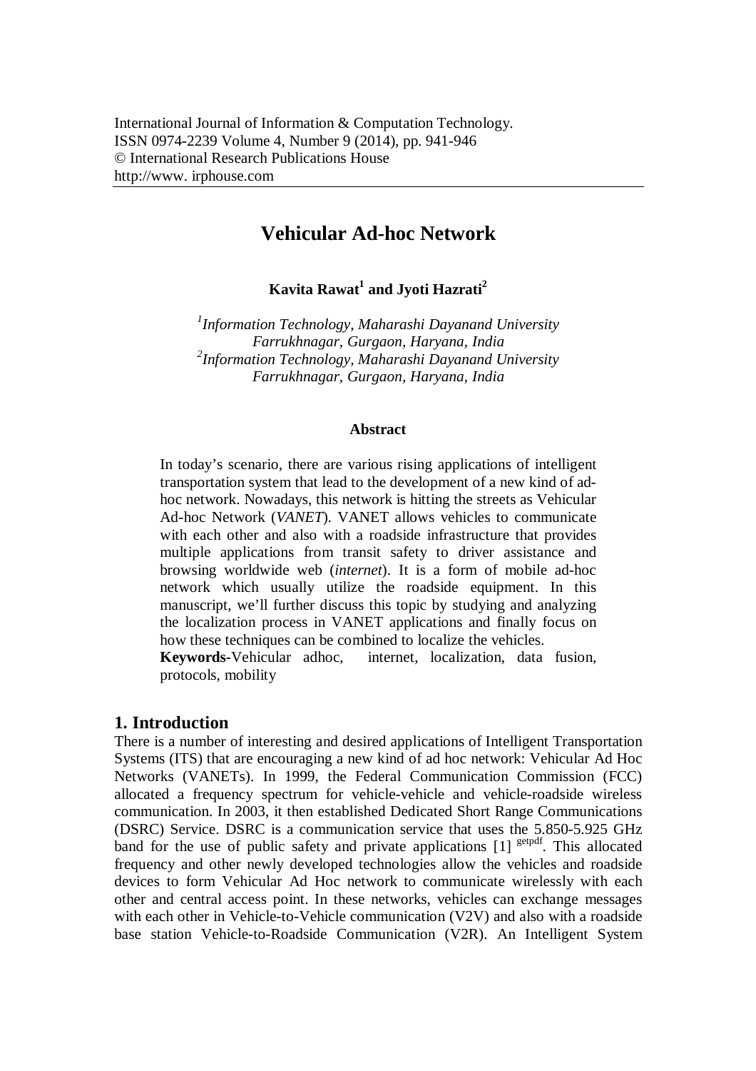International Journal of Information & Computation Technology.
ISSN 0974-2239 Volume 4, Number 9 (2014), pp. 941-946
© International Research Publications House
http://www. irphouse.com

# Vehicular Ad-hoc Network

**Kavita Rawat[1] and Jyoti Hazrati[2]**

*[1]Information Technology, Maharashi Dayanand University*
*Farrukhnagar, Gurgaon, Haryana, India*
*[2]Information Technology, Maharashi Dayanand University*
*Farrukhnagar, Gurgaon, Haryana, India*

### Abstract

In today's scenario, there are various rising applications of intelligent transportation system that lead to the development of a new kind of ad-hoc network. Nowadays, this network is hitting the streets as Vehicular Ad-hoc Network (*VANET*). VANET allows vehicles to communicate with each other and also with a roadside infrastructure that provides multiple applications from transit safety to driver assistance and browsing worldwide web (*internet*). It is a form of mobile ad-hoc network which usually utilize the roadside equipment. In this manuscript, we'll further discuss this topic by studying and analyzing the localization process in VANET applications and finally focus on how these techniques can be combined to localize the vehicles.

**Keywords**-Vehicular adhoc, internet, localization, data fusion, protocols, mobility

## 1. Introduction

There is a number of interesting and desired applications of Intelligent Transportation Systems (ITS) that are encouraging a new kind of ad hoc network: Vehicular Ad Hoc Networks (VANETs). In 1999, the Federal Communication Commission (FCC) allocated a frequency spectrum for vehicle-vehicle and vehicle-roadside wireless communication. In 2003, it then established Dedicated Short Range Communications (DSRC) Service. DSRC is a communication service that uses the 5.850-5.925 GHz band for the use of public safety and private applications [1] [getpdf]. This allocated frequency and other newly developed technologies allow the vehicles and roadside devices to form Vehicular Ad Hoc network to communicate wirelessly with each other and central access point. In these networks, vehicles can exchange messages with each other in Vehicle-to-Vehicle communication (V2V) and also with a roadside base station Vehicle-to-Roadside Communication (V2R). An Intelligent System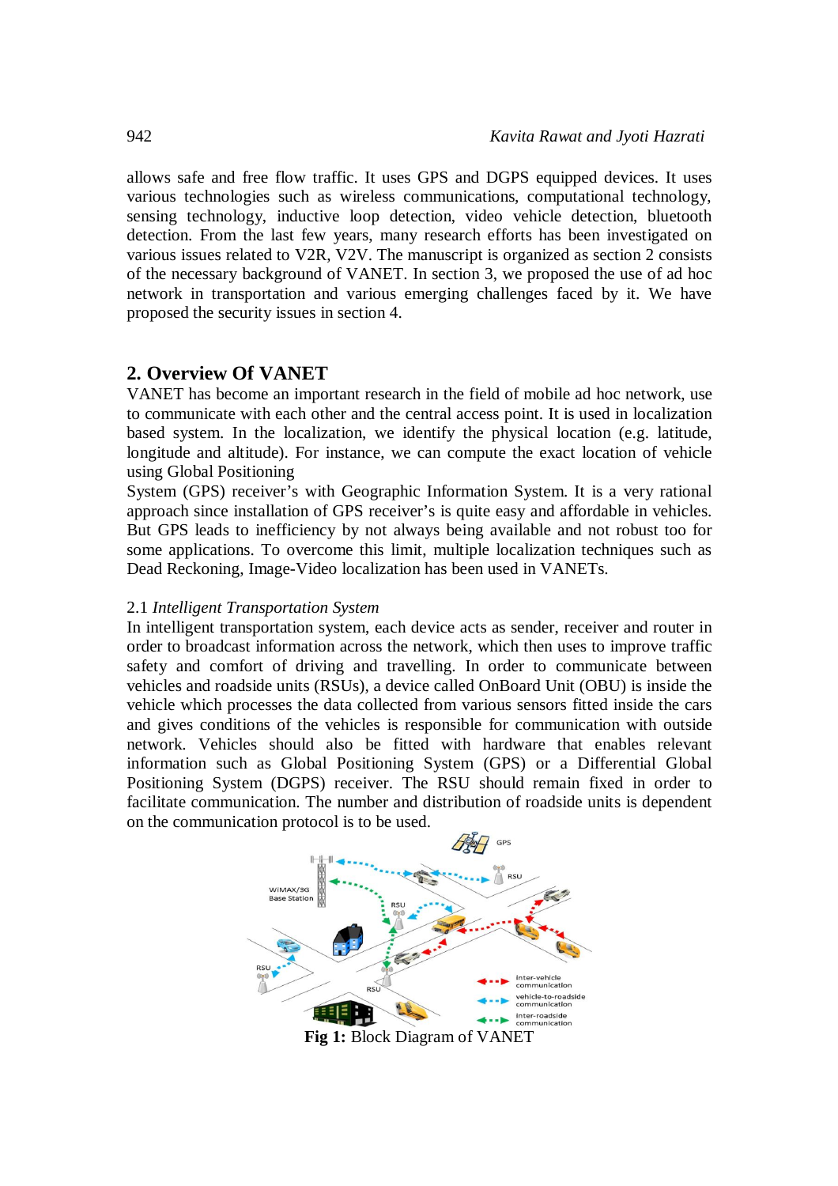allows safe and free flow traffic. It uses GPS and DGPS equipped devices. It uses various technologies such as wireless communications, computational technology, sensing technology, inductive loop detection, video vehicle detection, bluetooth detection. From the last few years, many research efforts has been investigated on various issues related to V2R, V2V. The manuscript is organized as section 2 consists of the necessary background of VANET. In section 3, we proposed the use of ad hoc network in transportation and various emerging challenges faced by it. We have proposed the security issues in section 4.

## 2. Overview Of VANET

VANET has become an important research in the field of mobile ad hoc network, use to communicate with each other and the central access point. It is used in localization based system. In the localization, we identify the physical location (e.g. latitude, longitude and altitude). For instance, we can compute the exact location of vehicle using Global Positioning
System (GPS) receiver's with Geographic Information System. It is a very rational approach since installation of GPS receiver's is quite easy and affordable in vehicles. But GPS leads to inefficiency by not always being available and not robust too for some applications. To overcome this limit, multiple localization techniques such as Dead Reckoning, Image-Video localization has been used in VANETs.

### 2.1 *Intelligent Transportation System*

In intelligent transportation system, each device acts as sender, receiver and router in order to broadcast information across the network, which then uses to improve traffic safety and comfort of driving and travelling. In order to communicate between vehicles and roadside units (RSUs), a device called OnBoard Unit (OBU) is inside the vehicle which processes the data collected from various sensors fitted inside the cars and gives conditions of the vehicles is responsible for communication with outside network. Vehicles should also be fitted with hardware that enables relevant information such as Global Positioning System (GPS) or a Differential Global Positioning System (DGPS) receiver. The RSU should remain fixed in order to facilitate communication. The number and distribution of roadside units is dependent on the communication protocol is to be used.

**Fig 1:** Block Diagram of VANET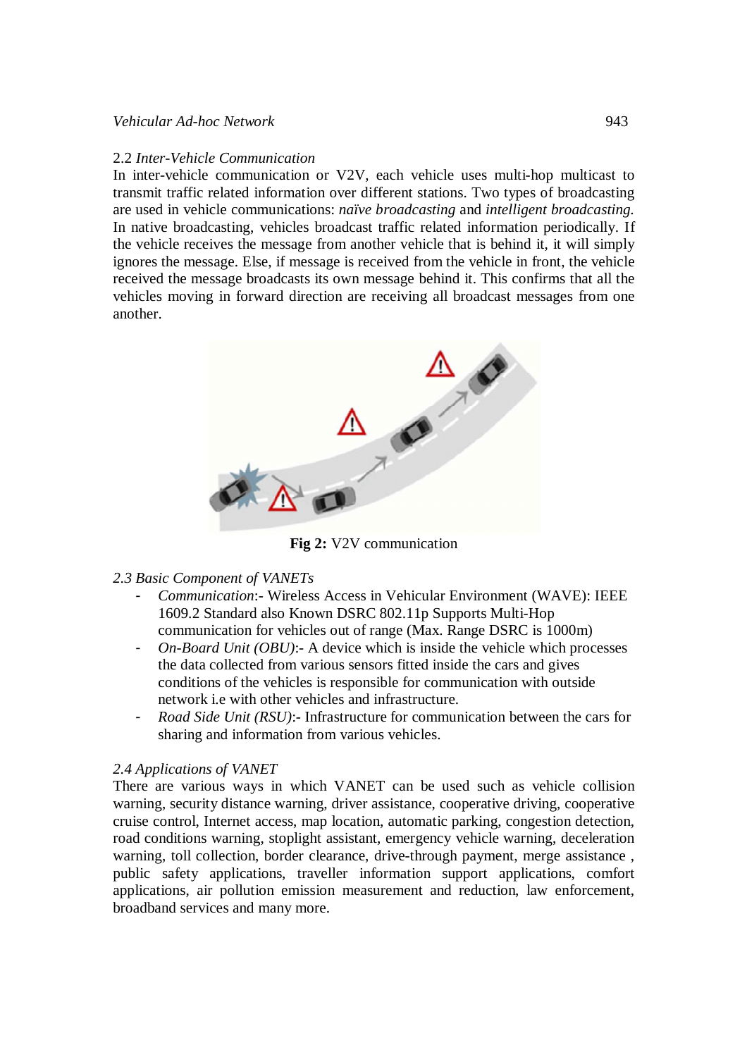### 2.2 *Inter-Vehicle Communication*

In inter-vehicle communication or V2V, each vehicle uses multi-hop multicast to transmit traffic related information over different stations. Two types of broadcasting are used in vehicle communications: *naïve broadcasting* and *intelligent broadcasting.* In native broadcasting, vehicles broadcast traffic related information periodically. If the vehicle receives the message from another vehicle that is behind it, it will simply ignores the message. Else, if message is received from the vehicle in front, the vehicle received the message broadcasts its own message behind it. This confirms that all the vehicles moving in forward direction are receiving all broadcast messages from one another.

**Fig 2:** V2V communication

### *2.3 Basic Component of VANETs*

- *Communication*:- Wireless Access in Vehicular Environment (WAVE): IEEE 1609.2 Standard also Known DSRC 802.11p Supports Multi-Hop communication for vehicles out of range (Max. Range DSRC is 1000m)
- *On-Board Unit (OBU)*:- A device which is inside the vehicle which processes the data collected from various sensors fitted inside the cars and gives conditions of the vehicles is responsible for communication with outside network i.e with other vehicles and infrastructure.
- *Road Side Unit (RSU)*:- Infrastructure for communication between the cars for sharing and information from various vehicles.

### *2.4 Applications of VANET*

There are various ways in which VANET can be used such as vehicle collision warning, security distance warning, driver assistance, cooperative driving, cooperative cruise control, Internet access, map location, automatic parking, congestion detection, road conditions warning, stoplight assistant, emergency vehicle warning, deceleration warning, toll collection, border clearance, drive-through payment, merge assistance , public safety applications, traveller information support applications, comfort applications, air pollution emission measurement and reduction, law enforcement, broadband services and many more.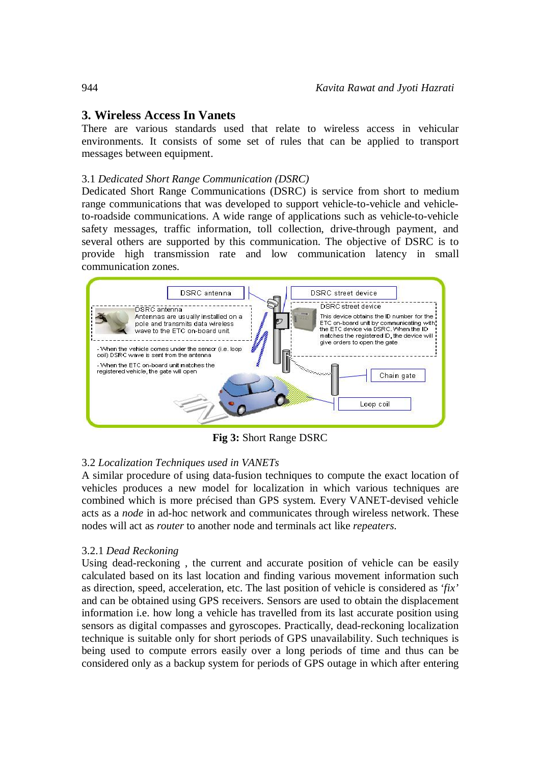## 3. Wireless Access In Vanets

There are various standards used that relate to wireless access in vehicular environments. It consists of some set of rules that can be applied to transport messages between equipment.

### 3.1 *Dedicated Short Range Communication (DSRC)*

Dedicated Short Range Communications (DSRC) is service from short to medium range communications that was developed to support vehicle-to-vehicle and vehicle-to-roadside communications. A wide range of applications such as vehicle-to-vehicle safety messages, traffic information, toll collection, drive-through payment, and several others are supported by this communication. The objective of DSRC is to provide high transmission rate and low communication latency in small communication zones.

**Fig 3:** Short Range DSRC

### 3.2 *Localization Techniques used in VANETs*

A similar procedure of using data-fusion techniques to compute the exact location of vehicles produces a new model for localization in which various techniques are combined which is more précised than GPS system. Every VANET-devised vehicle acts as a *node* in ad-hoc network and communicates through wireless network. These nodes will act as *router* to another node and terminals act like *repeaters.*

#### 3.2.1 *Dead Reckoning*

Using dead-reckoning , the current and accurate position of vehicle can be easily calculated based on its last location and finding various movement information such as direction, speed, acceleration, etc. The last position of vehicle is considered as '*fix*' and can be obtained using GPS receivers. Sensors are used to obtain the displacement information i.e. how long a vehicle has travelled from its last accurate position using sensors as digital compasses and gyroscopes. Practically, dead-reckoning localization technique is suitable only for short periods of GPS unavailability. Such techniques is being used to compute errors easily over a long periods of time and thus can be considered only as a backup system for periods of GPS outage in which after entering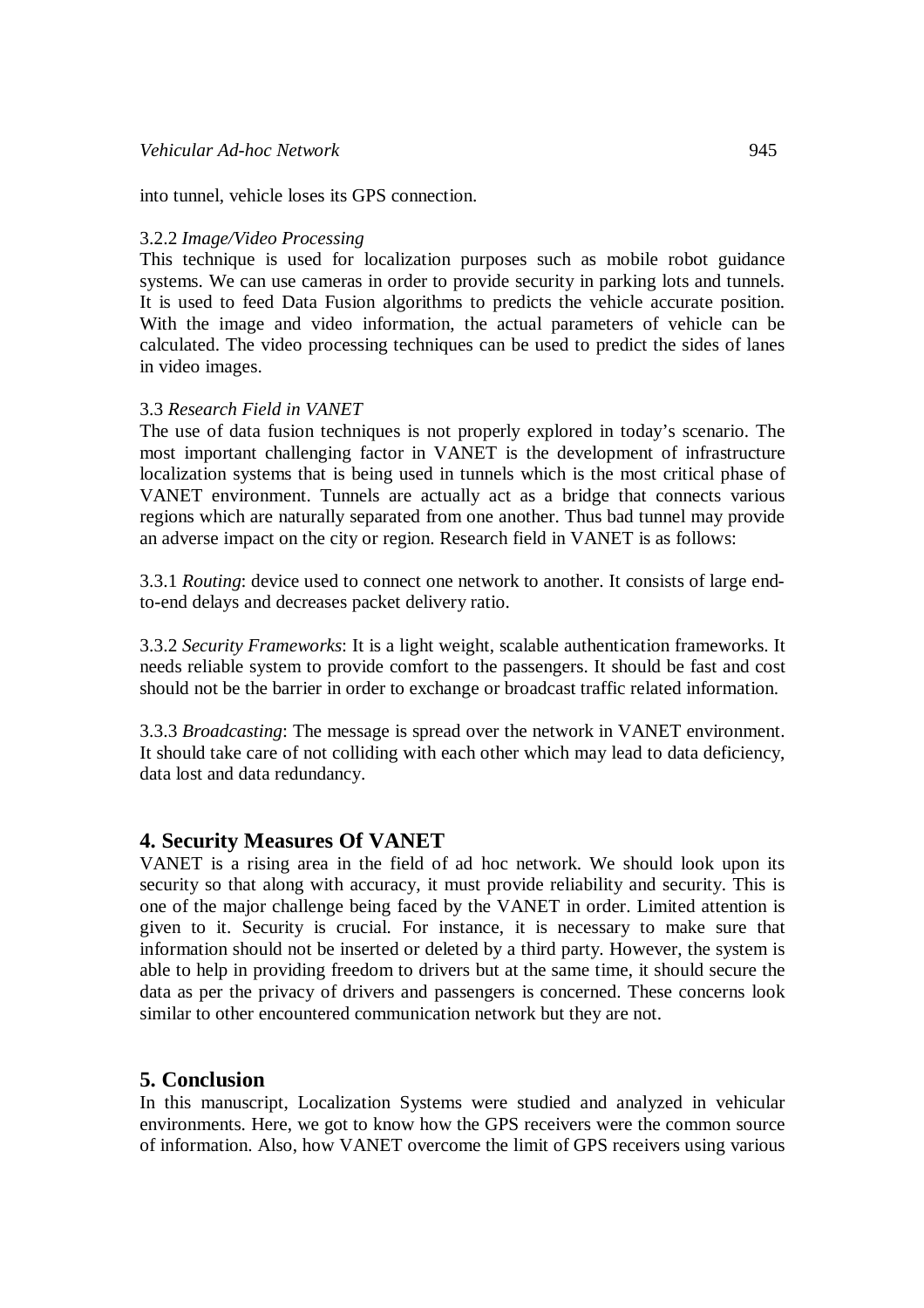into tunnel, vehicle loses its GPS connection.

3.2.2 *Image/Video Processing*
This technique is used for localization purposes such as mobile robot guidance systems. We can use cameras in order to provide security in parking lots and tunnels. It is used to feed Data Fusion algorithms to predicts the vehicle accurate position. With the image and video information, the actual parameters of vehicle can be calculated. The video processing techniques can be used to predict the sides of lanes in video images.

3.3 *Research Field in VANET*
The use of data fusion techniques is not properly explored in today's scenario. The most important challenging factor in VANET is the development of infrastructure localization systems that is being used in tunnels which is the most critical phase of VANET environment. Tunnels are actually act as a bridge that connects various regions which are naturally separated from one another. Thus bad tunnel may provide an adverse impact on the city or region. Research field in VANET is as follows:

3.3.1 *Routing*: device used to connect one network to another. It consists of large end-to-end delays and decreases packet delivery ratio.

3.3.2 *Security Frameworks*: It is a light weight, scalable authentication frameworks. It needs reliable system to provide comfort to the passengers. It should be fast and cost should not be the barrier in order to exchange or broadcast traffic related information.

3.3.3 *Broadcasting*: The message is spread over the network in VANET environment. It should take care of not colliding with each other which may lead to data deficiency, data lost and data redundancy.

## 4. Security Measures Of VANET

VANET is a rising area in the field of ad hoc network. We should look upon its security so that along with accuracy, it must provide reliability and security. This is one of the major challenge being faced by the VANET in order. Limited attention is given to it. Security is crucial. For instance, it is necessary to make sure that information should not be inserted or deleted by a third party. However, the system is able to help in providing freedom to drivers but at the same time, it should secure the data as per the privacy of drivers and passengers is concerned. These concerns look similar to other encountered communication network but they are not.

## 5. Conclusion

In this manuscript, Localization Systems were studied and analyzed in vehicular environments. Here, we got to know how the GPS receivers were the common source of information. Also, how VANET overcome the limit of GPS receivers using various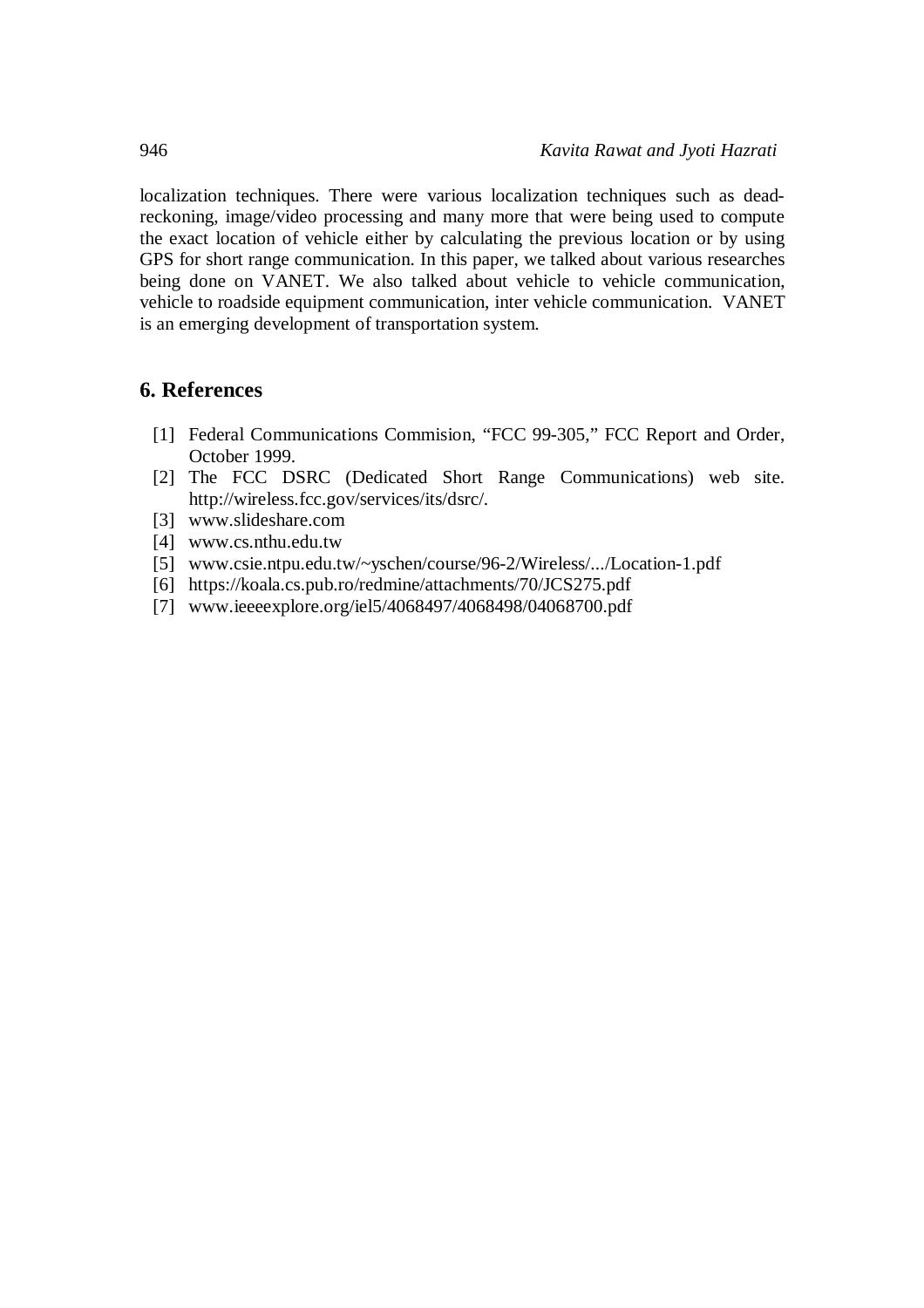localization techniques. There were various localization techniques such as dead-reckoning, image/video processing and many more that were being used to compute the exact location of vehicle either by calculating the previous location or by using GPS for short range communication. In this paper, we talked about various researches being done on VANET. We also talked about vehicle to vehicle communication, vehicle to roadside equipment communication, inter vehicle communication. VANET is an emerging development of transportation system.

## 6. References

[1] Federal Communications Commision, "FCC 99-305," FCC Report and Order, October 1999.

[2] The FCC DSRC (Dedicated Short Range Communications) web site. http://wireless.fcc.gov/services/its/dsrc/.

[3] www.slideshare.com

[4] www.cs.nthu.edu.tw

[5] www.csie.ntpu.edu.tw/~yschen/course/96-2/Wireless/.../Location-1.pdf

[6] https://koala.cs.pub.ro/redmine/attachments/70/JCS275.pdf

[7] www.ieeexplore.org/iel5/4068497/4068498/04068700.pdf